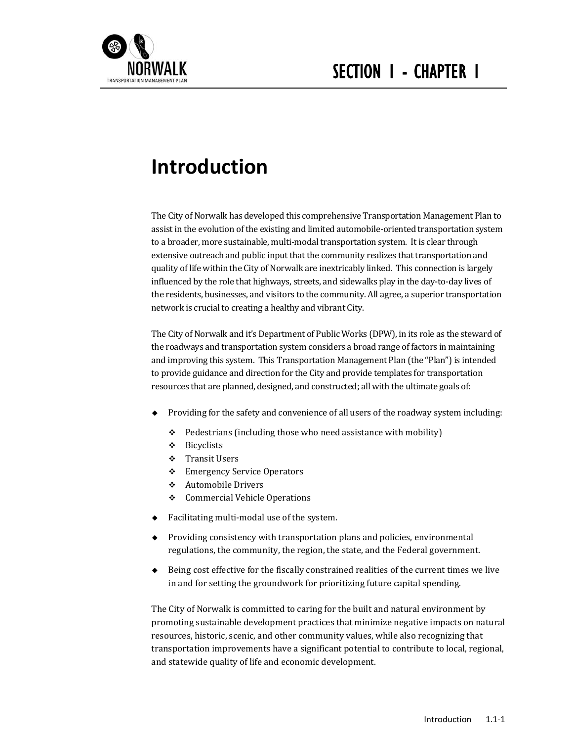# SECTION 1 - CHAPTER 1

## Introduction

The City of Norwalk has developed this comprehensive Transportation Management Plan to assist in the evolution of the existing and limited automobile-oriented transportation system to a broader, more sustainable, multi-modal transportation system. It is clear through extensive outreach and public input that the community realizes that transportation and quality of life within the City of Norwalk are inextricably linked. This connection is largely influenced by the role that highways, streets, and sidewalks play in the day-to-day lives of the residents, businesses, and visitors to the community. All agree, a superior transportation network is crucial to creating a healthy and vibrant City.

The City of Norwalk and it's Department of Public Works (DPW), in its role as the steward of the roadways and transportation system considers a broad range of factors in maintaining and improving this system. This Transportation Management Plan (the "Plan") is intended to provide guidance and direction for the City and provide templates for transportation resources that are planned, designed, and constructed; all with the ultimate goals of:

- Providing for the safety and convenience of all users of the roadway system including:
  - Pedestrians (including those who need assistance with mobility)
  - Bicyclists
  - Transit Users
  - Emergency Service Operators
  - Automobile Drivers
  - Commercial Vehicle Operations
- Facilitating multi-modal use of the system.
- Providing consistency with transportation plans and policies, environmental regulations, the community, the region, the state, and the Federal government.
- Being cost effective for the fiscally constrained realities of the current times we live in and for setting the groundwork for prioritizing future capital spending.

The City of Norwalk is committed to caring for the built and natural environment by promoting sustainable development practices that minimize negative impacts on natural resources, historic, scenic, and other community values, while also recognizing that transportation improvements have a significant potential to contribute to local, regional, and statewide quality of life and economic development.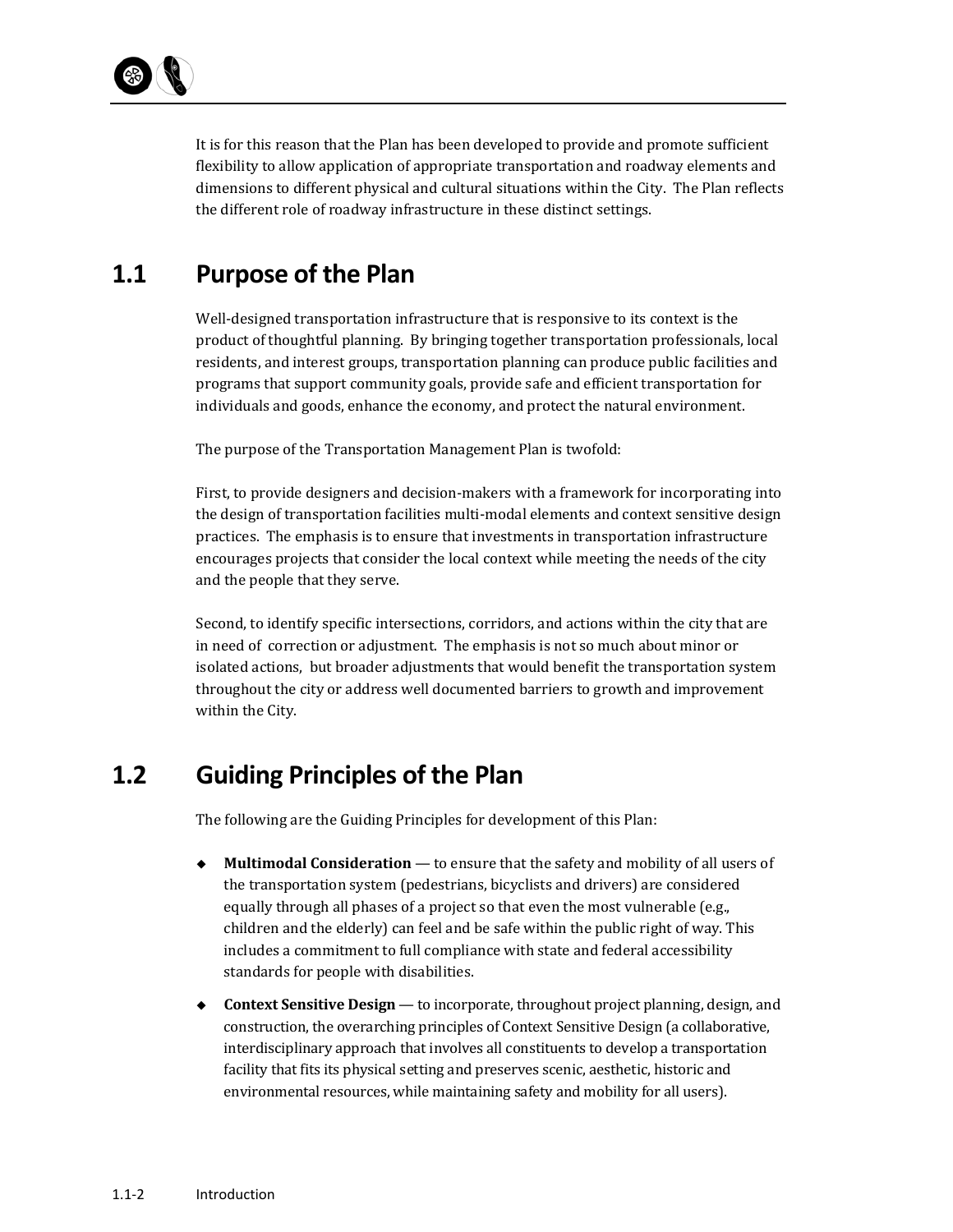It is for this reason that the Plan has been developed to provide and promote sufficient flexibility to allow application of appropriate transportation and roadway elements and dimensions to different physical and cultural situations within the City. The Plan reflects the different role of roadway infrastructure in these distinct settings.

## 1.1 Purpose of the Plan

Well-designed transportation infrastructure that is responsive to its context is the product of thoughtful planning. By bringing together transportation professionals, local residents, and interest groups, transportation planning can produce public facilities and programs that support community goals, provide safe and efficient transportation for individuals and goods, enhance the economy, and protect the natural environment.

The purpose of the Transportation Management Plan is twofold:

First, to provide designers and decision-makers with a framework for incorporating into the design of transportation facilities multi-modal elements and context sensitive design practices. The emphasis is to ensure that investments in transportation infrastructure encourages projects that consider the local context while meeting the needs of the city and the people that they serve.

Second, to identify specific intersections, corridors, and actions within the city that are in need of correction or adjustment. The emphasis is not so much about minor or isolated actions, but broader adjustments that would benefit the transportation system throughout the city or address well documented barriers to growth and improvement within the City.

## 1.2 Guiding Principles of the Plan

The following are the Guiding Principles for development of this Plan:

- **Multimodal Consideration** — to ensure that the safety and mobility of all users of the transportation system (pedestrians, bicyclists and drivers) are considered equally through all phases of a project so that even the most vulnerable (e.g., children and the elderly) can feel and be safe within the public right of way. This includes a commitment to full compliance with state and federal accessibility standards for people with disabilities.
- **Context Sensitive Design** — to incorporate, throughout project planning, design, and construction, the overarching principles of Context Sensitive Design (a collaborative, interdisciplinary approach that involves all constituents to develop a transportation facility that fits its physical setting and preserves scenic, aesthetic, historic and environmental resources, while maintaining safety and mobility for all users).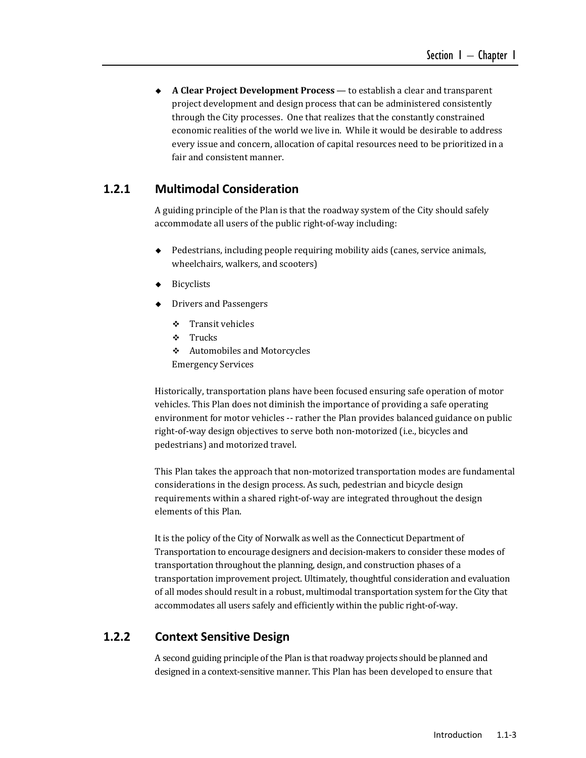- **A Clear Project Development Process** — to establish a clear and transparent project development and design process that can be administered consistently through the City processes. One that realizes that the constantly constrained economic realities of the world we live in. While it would be desirable to address every issue and concern, allocation of capital resources need to be prioritized in a fair and consistent manner.

## 1.2.1 Multimodal Consideration

A guiding principle of the Plan is that the roadway system of the City should safely accommodate all users of the public right-of-way including:

- Pedestrians, including people requiring mobility aids (canes, service animals, wheelchairs, walkers, and scooters)
- Bicyclists
- Drivers and Passengers
  - Transit vehicles
  - Trucks
  - Automobiles and Motorcycles

  Emergency Services

Historically, transportation plans have been focused ensuring safe operation of motor vehicles. This Plan does not diminish the importance of providing a safe operating environment for motor vehicles -- rather the Plan provides balanced guidance on public right-of-way design objectives to serve both non-motorized (i.e., bicycles and pedestrians) and motorized travel.

This Plan takes the approach that non-motorized transportation modes are fundamental considerations in the design process. As such, pedestrian and bicycle design requirements within a shared right-of-way are integrated throughout the design elements of this Plan.

It is the policy of the City of Norwalk as well as the Connecticut Department of Transportation to encourage designers and decision-makers to consider these modes of transportation throughout the planning, design, and construction phases of a transportation improvement project. Ultimately, thoughtful consideration and evaluation of all modes should result in a robust, multimodal transportation system for the City that accommodates all users safely and efficiently within the public right-of-way.

## 1.2.2 Context Sensitive Design

A second guiding principle of the Plan is that roadway projects should be planned and designed in a context-sensitive manner. This Plan has been developed to ensure that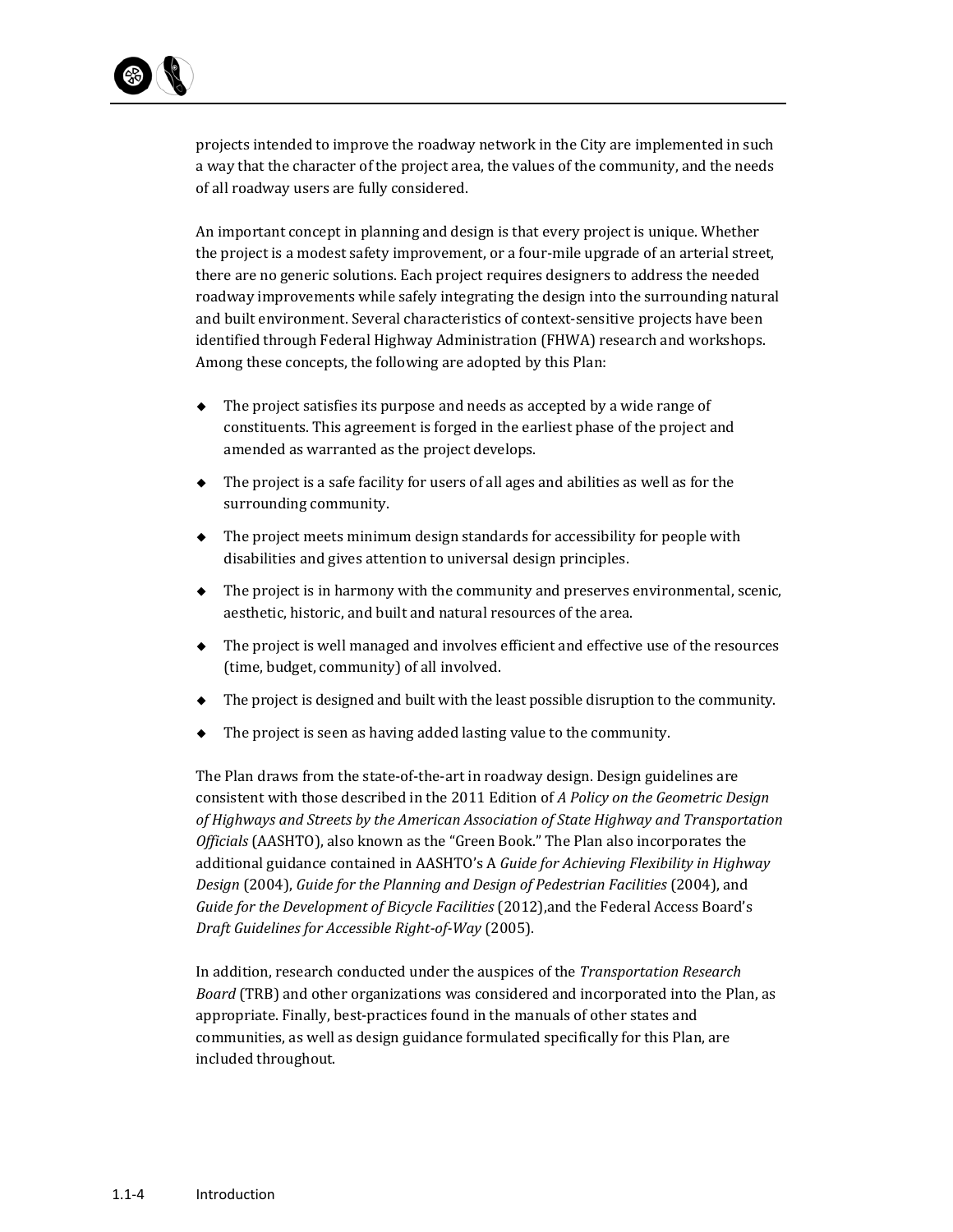projects intended to improve the roadway network in the City are implemented in such a way that the character of the project area, the values of the community, and the needs of all roadway users are fully considered.

An important concept in planning and design is that every project is unique. Whether the project is a modest safety improvement, or a four-mile upgrade of an arterial street, there are no generic solutions. Each project requires designers to address the needed roadway improvements while safely integrating the design into the surrounding natural and built environment. Several characteristics of context-sensitive projects have been identified through Federal Highway Administration (FHWA) research and workshops. Among these concepts, the following are adopted by this Plan:

- The project satisfies its purpose and needs as accepted by a wide range of constituents. This agreement is forged in the earliest phase of the project and amended as warranted as the project develops.
- The project is a safe facility for users of all ages and abilities as well as for the surrounding community.
- The project meets minimum design standards for accessibility for people with disabilities and gives attention to universal design principles.
- The project is in harmony with the community and preserves environmental, scenic, aesthetic, historic, and built and natural resources of the area.
- The project is well managed and involves efficient and effective use of the resources (time, budget, community) of all involved.
- The project is designed and built with the least possible disruption to the community.
- The project is seen as having added lasting value to the community.

The Plan draws from the state-of-the-art in roadway design. Design guidelines are consistent with those described in the 2011 Edition of *A Policy on the Geometric Design of Highways and Streets by the American Association of State Highway and Transportation Officials* (AASHTO), also known as the "Green Book." The Plan also incorporates the additional guidance contained in AASHTO's A *Guide for Achieving Flexibility in Highway Design* (2004), *Guide for the Planning and Design of Pedestrian Facilities* (2004), and *Guide for the Development of Bicycle Facilities* (2012),and the Federal Access Board's *Draft Guidelines for Accessible Right-of-Way* (2005).

In addition, research conducted under the auspices of the *Transportation Research Board* (TRB) and other organizations was considered and incorporated into the Plan, as appropriate. Finally, best-practices found in the manuals of other states and communities, as well as design guidance formulated specifically for this Plan, are included throughout.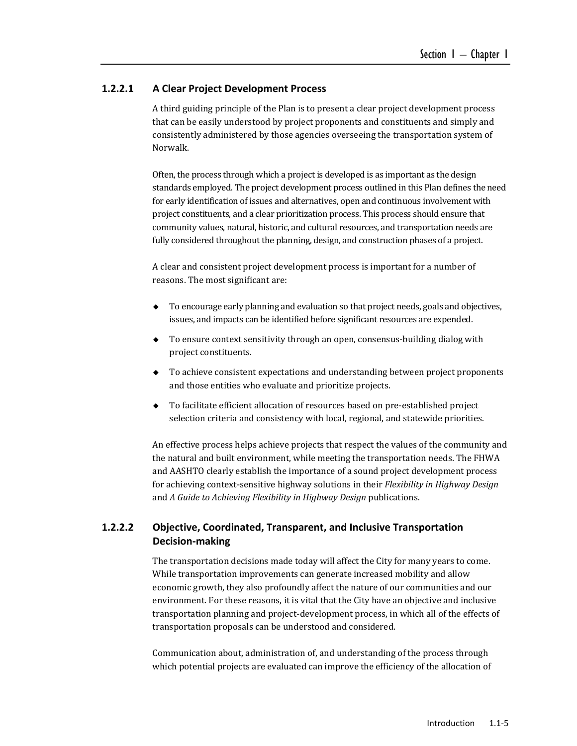### 1.2.2.1 A Clear Project Development Process

A third guiding principle of the Plan is to present a clear project development process that can be easily understood by project proponents and constituents and simply and consistently administered by those agencies overseeing the transportation system of Norwalk.

Often, the process through which a project is developed is as important as the design standards employed. The project development process outlined in this Plan defines the need for early identification of issues and alternatives, open and continuous involvement with project constituents, and a clear prioritization process. This process should ensure that community values, natural, historic, and cultural resources, and transportation needs are fully considered throughout the planning, design, and construction phases of a project.

A clear and consistent project development process is important for a number of reasons. The most significant are:

- To encourage early planning and evaluation so that project needs, goals and objectives, issues, and impacts can be identified before significant resources are expended.
- To ensure context sensitivity through an open, consensus-building dialog with project constituents.
- To achieve consistent expectations and understanding between project proponents and those entities who evaluate and prioritize projects.
- To facilitate efficient allocation of resources based on pre-established project selection criteria and consistency with local, regional, and statewide priorities.

An effective process helps achieve projects that respect the values of the community and the natural and built environment, while meeting the transportation needs. The FHWA and AASHTO clearly establish the importance of a sound project development process for achieving context-sensitive highway solutions in their *Flexibility in Highway Design* and *A Guide to Achieving Flexibility in Highway Design* publications.

### 1.2.2.2 Objective, Coordinated, Transparent, and Inclusive Transportation Decision-making

The transportation decisions made today will affect the City for many years to come. While transportation improvements can generate increased mobility and allow economic growth, they also profoundly affect the nature of our communities and our environment. For these reasons, it is vital that the City have an objective and inclusive transportation planning and project-development process, in which all of the effects of transportation proposals can be understood and considered.

Communication about, administration of, and understanding of the process through which potential projects are evaluated can improve the efficiency of the allocation of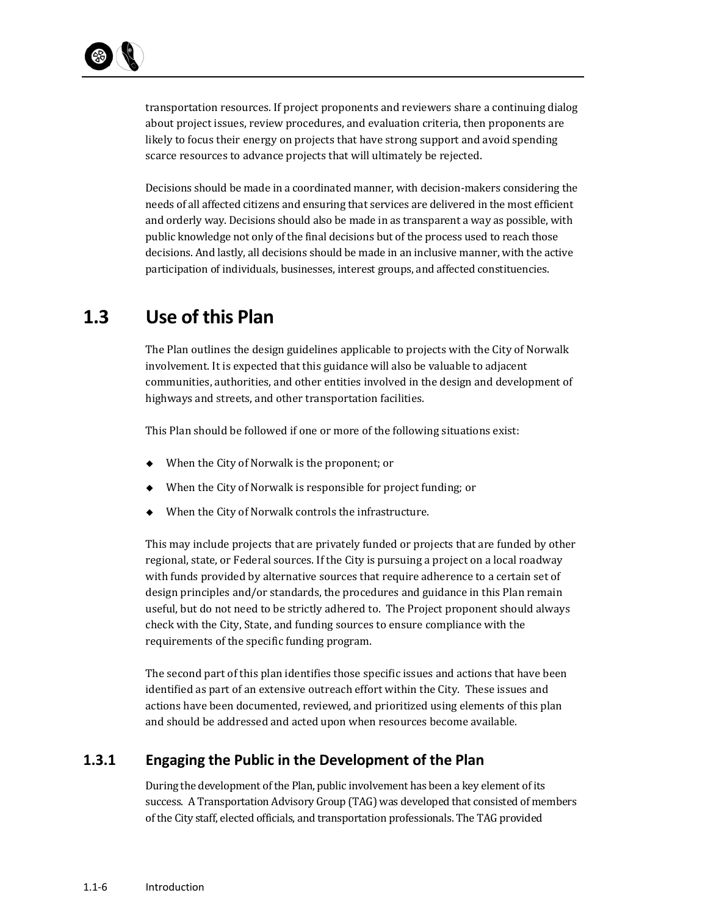transportation resources. If project proponents and reviewers share a continuing dialog about project issues, review procedures, and evaluation criteria, then proponents are likely to focus their energy on projects that have strong support and avoid spending scarce resources to advance projects that will ultimately be rejected.

Decisions should be made in a coordinated manner, with decision-makers considering the needs of all affected citizens and ensuring that services are delivered in the most efficient and orderly way. Decisions should also be made in as transparent a way as possible, with public knowledge not only of the final decisions but of the process used to reach those decisions. And lastly, all decisions should be made in an inclusive manner, with the active participation of individuals, businesses, interest groups, and affected constituencies.

## 1.3 Use of this Plan

The Plan outlines the design guidelines applicable to projects with the City of Norwalk involvement. It is expected that this guidance will also be valuable to adjacent communities, authorities, and other entities involved in the design and development of highways and streets, and other transportation facilities.

This Plan should be followed if one or more of the following situations exist:

- When the City of Norwalk is the proponent; or
- When the City of Norwalk is responsible for project funding; or
- When the City of Norwalk controls the infrastructure.

This may include projects that are privately funded or projects that are funded by other regional, state, or Federal sources. If the City is pursuing a project on a local roadway with funds provided by alternative sources that require adherence to a certain set of design principles and/or standards, the procedures and guidance in this Plan remain useful, but do not need to be strictly adhered to. The Project proponent should always check with the City, State, and funding sources to ensure compliance with the requirements of the specific funding program.

The second part of this plan identifies those specific issues and actions that have been identified as part of an extensive outreach effort within the City. These issues and actions have been documented, reviewed, and prioritized using elements of this plan and should be addressed and acted upon when resources become available.

### 1.3.1 Engaging the Public in the Development of the Plan

During the development of the Plan, public involvement has been a key element of its success. A Transportation Advisory Group (TAG) was developed that consisted of members of the City staff, elected officials, and transportation professionals. The TAG provided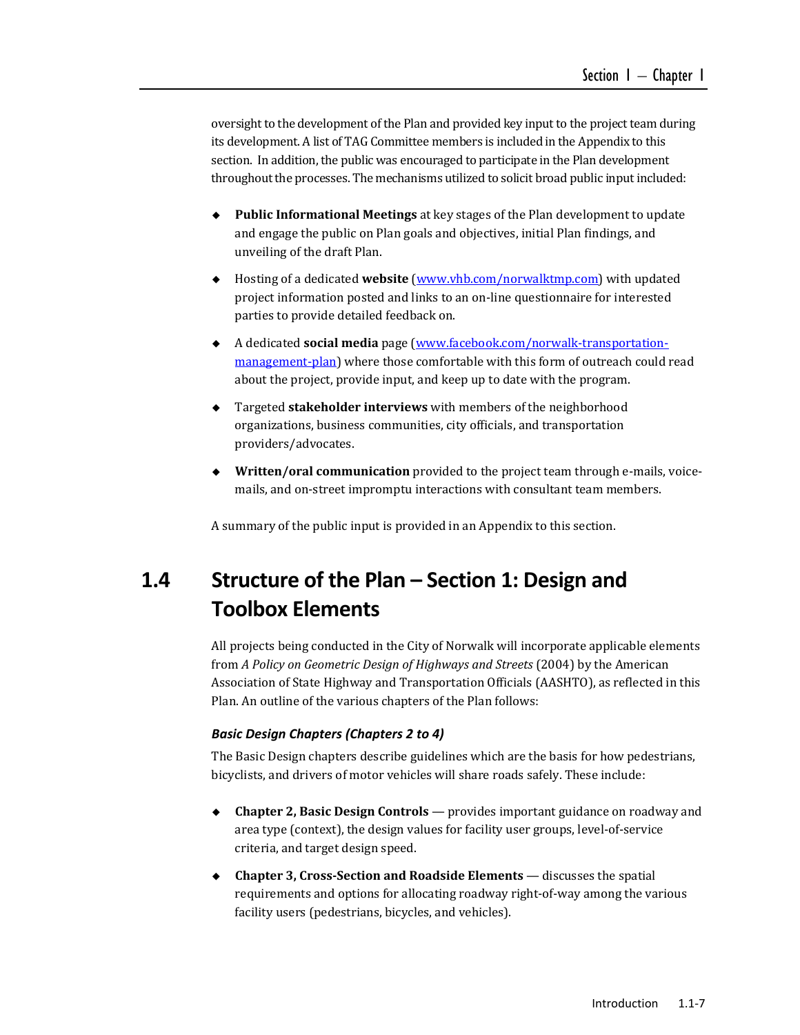oversight to the development of the Plan and provided key input to the project team during its development. A list of TAG Committee members is included in the Appendix to this section. In addition, the public was encouraged to participate in the Plan development throughout the processes. The mechanisms utilized to solicit broad public input included:

- **Public Informational Meetings** at key stages of the Plan development to update and engage the public on Plan goals and objectives, initial Plan findings, and unveiling of the draft Plan.
- Hosting of a dedicated **website** ([www.vhb.com/norwalktmp.com](www.vhb.com/norwalktmp.com)) with updated project information posted and links to an on-line questionnaire for interested parties to provide detailed feedback on.
- A dedicated **social media** page ([www.facebook.com/norwalk-transportation-management-plan](www.facebook.com/norwalk-transportation-management-plan)) where those comfortable with this form of outreach could read about the project, provide input, and keep up to date with the program.
- Targeted **stakeholder interviews** with members of the neighborhood organizations, business communities, city officials, and transportation providers/advocates.
- **Written/oral communication** provided to the project team through e-mails, voice-mails, and on-street impromptu interactions with consultant team members.

A summary of the public input is provided in an Appendix to this section.

## 1.4 Structure of the Plan – Section 1: Design and Toolbox Elements

All projects being conducted in the City of Norwalk will incorporate applicable elements from *A Policy on Geometric Design of Highways and Streets* (2004) by the American Association of State Highway and Transportation Officials (AASHTO), as reflected in this Plan. An outline of the various chapters of the Plan follows:

### *Basic Design Chapters (Chapters 2 to 4)*

The Basic Design chapters describe guidelines which are the basis for how pedestrians, bicyclists, and drivers of motor vehicles will share roads safely. These include:

- **Chapter 2, Basic Design Controls** — provides important guidance on roadway and area type (context), the design values for facility user groups, level-of-service criteria, and target design speed.
- **Chapter 3, Cross-Section and Roadside Elements** — discusses the spatial requirements and options for allocating roadway right-of-way among the various facility users (pedestrians, bicycles, and vehicles).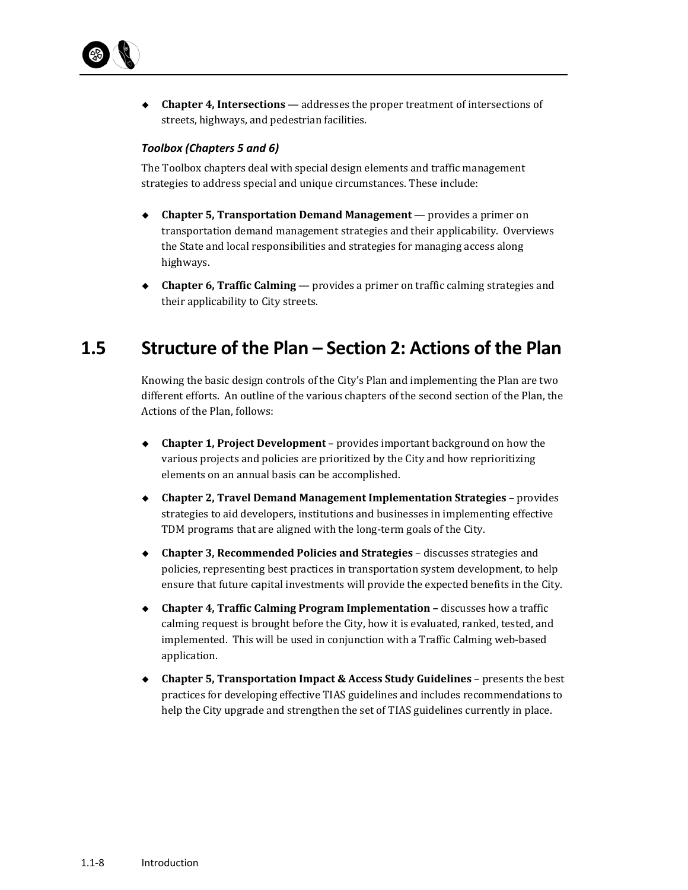- **Chapter 4, Intersections** — addresses the proper treatment of intersections of streets, highways, and pedestrian facilities.

### *Toolbox (Chapters 5 and 6)*

The Toolbox chapters deal with special design elements and traffic management strategies to address special and unique circumstances. These include:

- **Chapter 5, Transportation Demand Management** — provides a primer on transportation demand management strategies and their applicability. Overviews the State and local responsibilities and strategies for managing access along highways.
- **Chapter 6, Traffic Calming** — provides a primer on traffic calming strategies and their applicability to City streets.

## 1.5 Structure of the Plan – Section 2: Actions of the Plan

Knowing the basic design controls of the City's Plan and implementing the Plan are two different efforts. An outline of the various chapters of the second section of the Plan, the Actions of the Plan, follows:

- **Chapter 1, Project Development** – provides important background on how the various projects and policies are prioritized by the City and how reprioritizing elements on an annual basis can be accomplished.
- **Chapter 2, Travel Demand Management Implementation Strategies –** provides strategies to aid developers, institutions and businesses in implementing effective TDM programs that are aligned with the long-term goals of the City.
- **Chapter 3, Recommended Policies and Strategies** – discusses strategies and policies, representing best practices in transportation system development, to help ensure that future capital investments will provide the expected benefits in the City.
- **Chapter 4, Traffic Calming Program Implementation –** discusses how a traffic calming request is brought before the City, how it is evaluated, ranked, tested, and implemented. This will be used in conjunction with a Traffic Calming web-based application.
- **Chapter 5, Transportation Impact & Access Study Guidelines** – presents the best practices for developing effective TIAS guidelines and includes recommendations to help the City upgrade and strengthen the set of TIAS guidelines currently in place.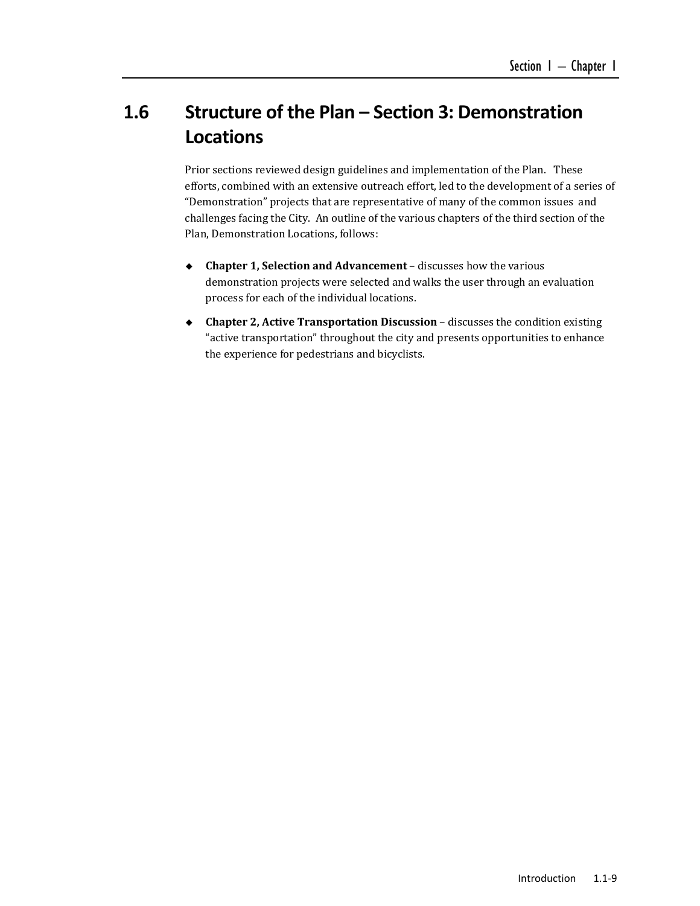## 1.6 Structure of the Plan – Section 3: Demonstration Locations

Prior sections reviewed design guidelines and implementation of the Plan. These efforts, combined with an extensive outreach effort, led to the development of a series of "Demonstration" projects that are representative of many of the common issues and challenges facing the City. An outline of the various chapters of the third section of the Plan, Demonstration Locations, follows:

- **Chapter 1, Selection and Advancement** – discusses how the various demonstration projects were selected and walks the user through an evaluation process for each of the individual locations.
- **Chapter 2, Active Transportation Discussion** – discusses the condition existing "active transportation" throughout the city and presents opportunities to enhance the experience for pedestrians and bicyclists.